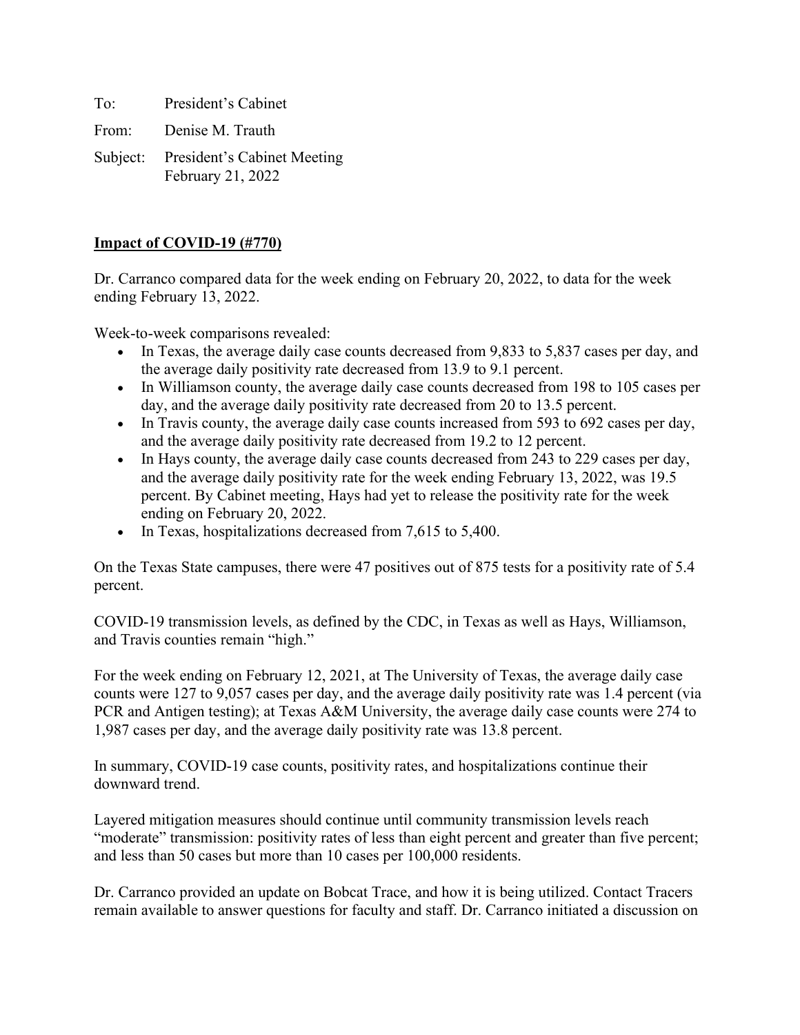To: President's Cabinet

From: Denise M. Trauth

Subject: President's Cabinet Meeting
February 21, 2022

**Impact of COVID-19 (#770)**

Dr. Carranco compared data for the week ending on February 20, 2022, to data for the week ending February 13, 2022.

Week-to-week comparisons revealed:

- In Texas, the average daily case counts decreased from 9,833 to 5,837 cases per day, and the average daily positivity rate decreased from 13.9 to 9.1 percent.
- In Williamson county, the average daily case counts decreased from 198 to 105 cases per day, and the average daily positivity rate decreased from 20 to 13.5 percent.
- In Travis county, the average daily case counts increased from 593 to 692 cases per day, and the average daily positivity rate decreased from 19.2 to 12 percent.
- In Hays county, the average daily case counts decreased from 243 to 229 cases per day, and the average daily positivity rate for the week ending February 13, 2022, was 19.5 percent. By Cabinet meeting, Hays had yet to release the positivity rate for the week ending on February 20, 2022.
- In Texas, hospitalizations decreased from 7,615 to 5,400.

On the Texas State campuses, there were 47 positives out of 875 tests for a positivity rate of 5.4 percent.

COVID-19 transmission levels, as defined by the CDC, in Texas as well as Hays, Williamson, and Travis counties remain "high."

For the week ending on February 12, 2021, at The University of Texas, the average daily case counts were 127 to 9,057 cases per day, and the average daily positivity rate was 1.4 percent (via PCR and Antigen testing); at Texas A&M University, the average daily case counts were 274 to 1,987 cases per day, and the average daily positivity rate was 13.8 percent.

In summary, COVID-19 case counts, positivity rates, and hospitalizations continue their downward trend.

Layered mitigation measures should continue until community transmission levels reach "moderate" transmission: positivity rates of less than eight percent and greater than five percent; and less than 50 cases but more than 10 cases per 100,000 residents.

Dr. Carranco provided an update on Bobcat Trace, and how it is being utilized. Contact Tracers remain available to answer questions for faculty and staff. Dr. Carranco initiated a discussion on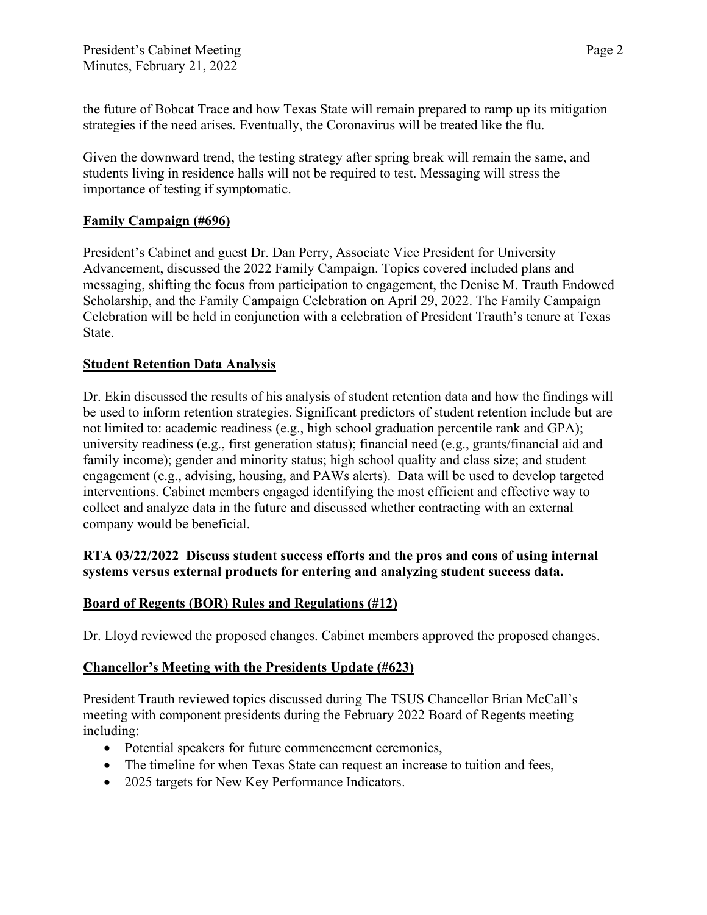the future of Bobcat Trace and how Texas State will remain prepared to ramp up its mitigation strategies if the need arises. Eventually, the Coronavirus will be treated like the flu.

Given the downward trend, the testing strategy after spring break will remain the same, and students living in residence halls will not be required to test. Messaging will stress the importance of testing if symptomatic.

## Family Campaign (#696)

President's Cabinet and guest Dr. Dan Perry, Associate Vice President for University Advancement, discussed the 2022 Family Campaign. Topics covered included plans and messaging, shifting the focus from participation to engagement, the Denise M. Trauth Endowed Scholarship, and the Family Campaign Celebration on April 29, 2022. The Family Campaign Celebration will be held in conjunction with a celebration of President Trauth's tenure at Texas State.

## Student Retention Data Analysis

Dr. Ekin discussed the results of his analysis of student retention data and how the findings will be used to inform retention strategies. Significant predictors of student retention include but are not limited to: academic readiness (e.g., high school graduation percentile rank and GPA); university readiness (e.g., first generation status); financial need (e.g., grants/financial aid and family income); gender and minority status; high school quality and class size; and student engagement (e.g., advising, housing, and PAWs alerts). Data will be used to develop targeted interventions. Cabinet members engaged identifying the most efficient and effective way to collect and analyze data in the future and discussed whether contracting with an external company would be beneficial.

**RTA 03/22/2022 Discuss student success efforts and the pros and cons of using internal systems versus external products for entering and analyzing student success data.**

## Board of Regents (BOR) Rules and Regulations (#12)

Dr. Lloyd reviewed the proposed changes. Cabinet members approved the proposed changes.

## Chancellor's Meeting with the Presidents Update (#623)

President Trauth reviewed topics discussed during The TSUS Chancellor Brian McCall's meeting with component presidents during the February 2022 Board of Regents meeting including:

- Potential speakers for future commencement ceremonies,
- The timeline for when Texas State can request an increase to tuition and fees,
- 2025 targets for New Key Performance Indicators.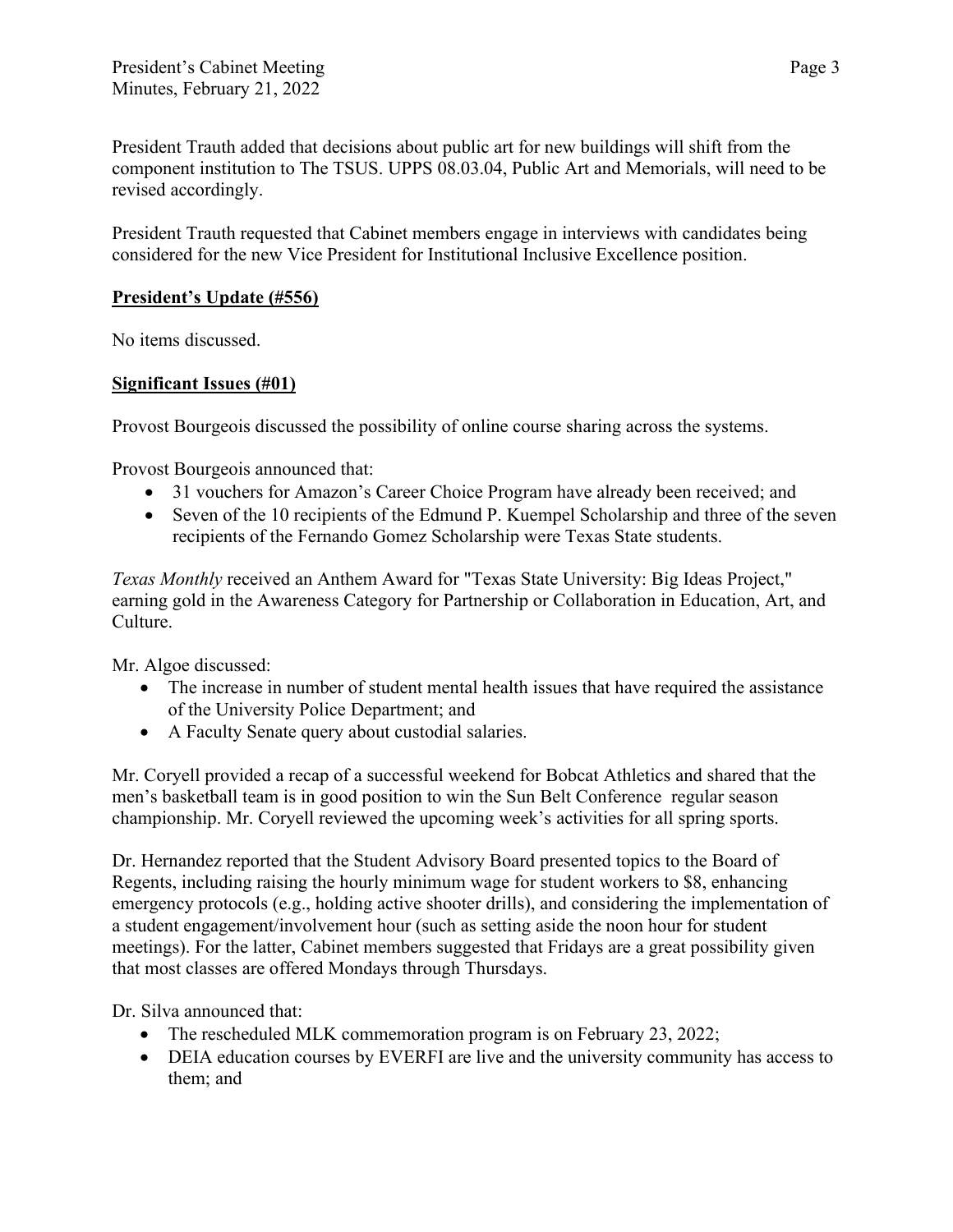President Trauth added that decisions about public art for new buildings will shift from the component institution to The TSUS. UPPS 08.03.04, Public Art and Memorials, will need to be revised accordingly.

President Trauth requested that Cabinet members engage in interviews with candidates being considered for the new Vice President for Institutional Inclusive Excellence position.

**President's Update (#556)**

No items discussed.

**Significant Issues (#01)**

Provost Bourgeois discussed the possibility of online course sharing across the systems.

Provost Bourgeois announced that:

- 31 vouchers for Amazon's Career Choice Program have already been received; and
- Seven of the 10 recipients of the Edmund P. Kuempel Scholarship and three of the seven recipients of the Fernando Gomez Scholarship were Texas State students.

*Texas Monthly* received an Anthem Award for "Texas State University: Big Ideas Project," earning gold in the Awareness Category for Partnership or Collaboration in Education, Art, and Culture.

Mr. Algoe discussed:

- The increase in number of student mental health issues that have required the assistance of the University Police Department; and
- A Faculty Senate query about custodial salaries.

Mr. Coryell provided a recap of a successful weekend for Bobcat Athletics and shared that the men's basketball team is in good position to win the Sun Belt Conference regular season championship. Mr. Coryell reviewed the upcoming week's activities for all spring sports.

Dr. Hernandez reported that the Student Advisory Board presented topics to the Board of Regents, including raising the hourly minimum wage for student workers to $8, enhancing emergency protocols (e.g., holding active shooter drills), and considering the implementation of a student engagement/involvement hour (such as setting aside the noon hour for student meetings). For the latter, Cabinet members suggested that Fridays are a great possibility given that most classes are offered Mondays through Thursdays.

Dr. Silva announced that:

- The rescheduled MLK commemoration program is on February 23, 2022;
- DEIA education courses by EVERFI are live and the university community has access to them; and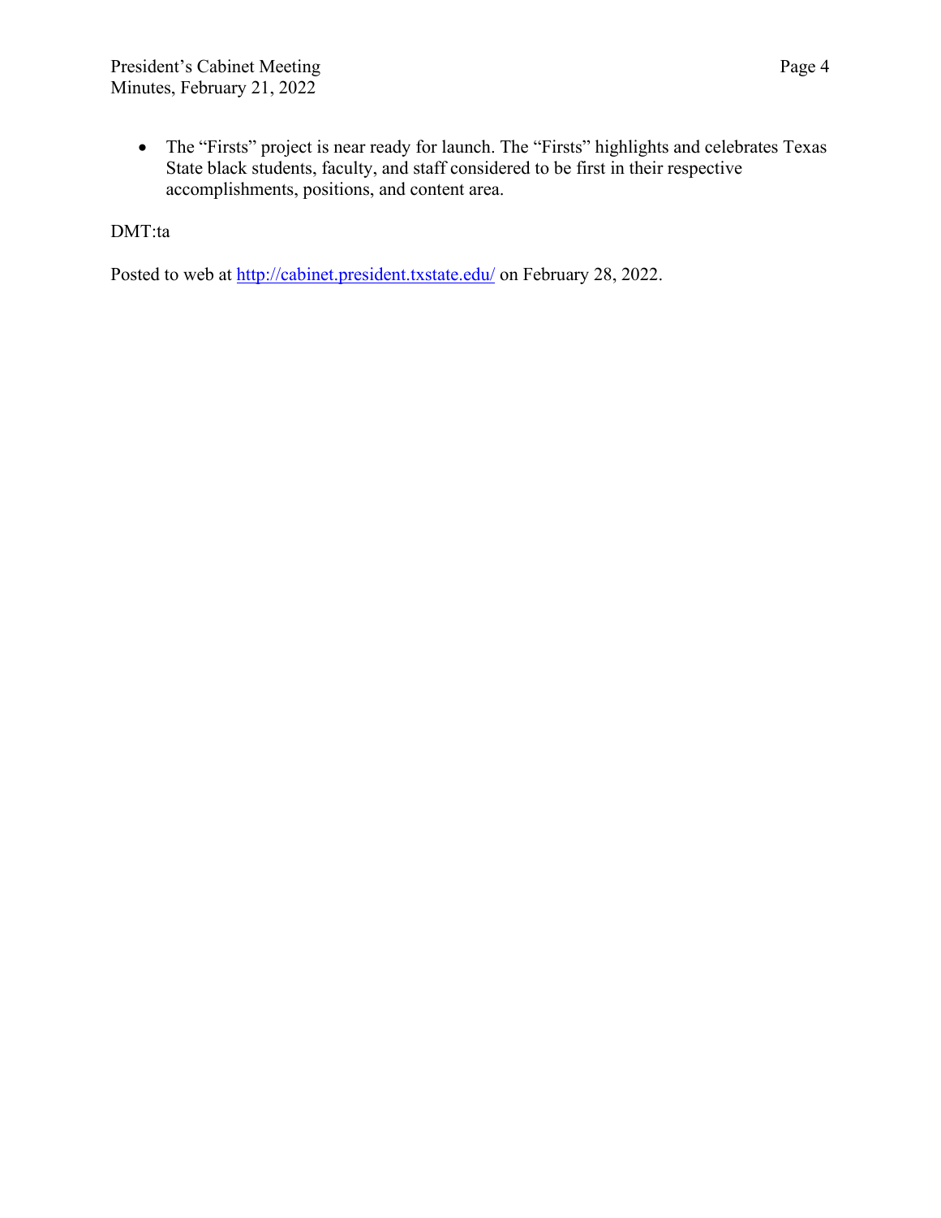- The "Firsts" project is near ready for launch. The "Firsts" highlights and celebrates Texas State black students, faculty, and staff considered to be first in their respective accomplishments, positions, and content area.

DMT:ta

Posted to web at [http://cabinet.president.txstate.edu/](http://cabinet.president.txstate.edu/) on February 28, 2022.